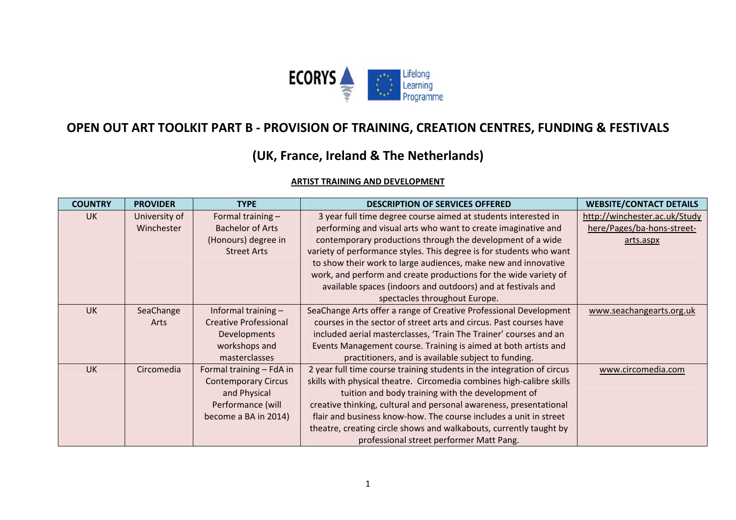# OPEN OUT ART TOOLKIT PART B - PROVISION OF TRAINING, CREATION CENTRES, FUNDING & FESTIVALS

## (UK, France, Ireland & The Netherlands)

### ARTIST TRAINING AND DEVELOPMENT

| COUNTRY | PROVIDER | TYPE | DESCRIPTION OF SERVICES OFFERED | WEBSITE/CONTACT DETAILS |
|---|---|---|---|---|
| UK | University of Winchester | Formal training – Bachelor of Arts (Honours) degree in Street Arts | 3 year full time degree course aimed at students interested in performing and visual arts who want to create imaginative and contemporary productions through the development of a wide variety of performance styles. This degree is for students who want to show their work to large audiences, make new and innovative work, and perform and create productions for the wide variety of available spaces (indoors and outdoors) and at festivals and spectacles throughout Europe. | http://winchester.ac.uk/Study here/Pages/ba-hons-street-arts.aspx |
| UK | SeaChange Arts | Informal training – Creative Professional Developments workshops and masterclasses | SeaChange Arts offer a range of Creative Professional Development courses in the sector of street arts and circus. Past courses have included aerial masterclasses, 'Train The Trainer' courses and an Events Management course. Training is aimed at both artists and practitioners, and is available subject to funding. | www.seachangearts.org.uk |
| UK | Circomedia | Formal training – FdA in Contemporary Circus and Physical Performance (will become a BA in 2014) | 2 year full time course training students in the integration of circus skills with physical theatre. Circomedia combines high-calibre skills tuition and body training with the development of creative thinking, cultural and personal awareness, presentational flair and business know-how. The course includes a unit in street theatre, creating circle shows and walkabouts, currently taught by professional street performer Matt Pang. | www.circomedia.com |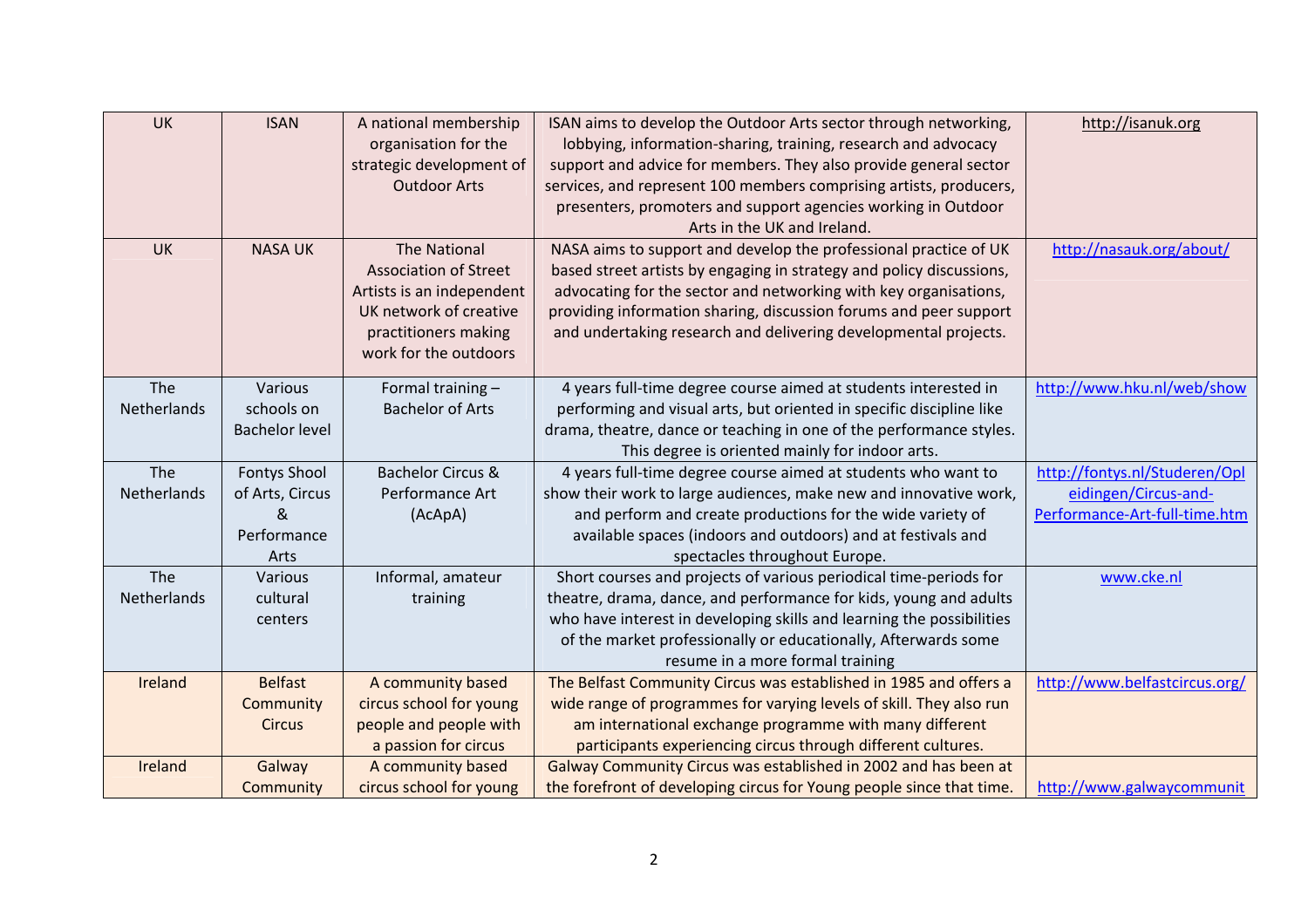| UK | ISAN | A national membership organisation for the strategic development of Outdoor Arts | ISAN aims to develop the Outdoor Arts sector through networking, lobbying, information-sharing, training, research and advocacy support and advice for members. They also provide general sector services, and represent 100 members comprising artists, producers, presenters, promoters and support agencies working in Outdoor Arts in the UK and Ireland. | http://isanuk.org |
|---|---|---|---|---|
| UK | NASA UK | The National Association of Street Artists is an independent UK network of creative practitioners making work for the outdoors | NASA aims to support and develop the professional practice of UK based street artists by engaging in strategy and policy discussions, advocating for the sector and networking with key organisations, providing information sharing, discussion forums and peer support and undertaking research and delivering developmental projects. | http://nasauk.org/about/ |
| The Netherlands | Various schools on Bachelor level | Formal training – Bachelor of Arts | 4 years full-time degree course aimed at students interested in performing and visual arts, but oriented in specific discipline like drama, theatre, dance or teaching in one of the performance styles. This degree is oriented mainly for indoor arts. | http://www.hku.nl/web/show |
| The Netherlands | Fontys Shool of Arts, Circus & Performance Arts | Bachelor Circus & Performance Art (AcApA) | 4 years full-time degree course aimed at students who want to show their work to large audiences, make new and innovative work, and perform and create productions for the wide variety of available spaces (indoors and outdoors) and at festivals and spectacles throughout Europe. | http://fontys.nl/Studeren/Opleidingen/Circus-and-Performance-Art-full-time.htm |
| The Netherlands | Various cultural centers | Informal, amateur training | Short courses and projects of various periodical time-periods for theatre, drama, dance, and performance for kids, young and adults who have interest in developing skills and learning the possibilities of the market professionally or educationally, Afterwards some resume in a more formal training | www.cke.nl |
| Ireland | Belfast Community Circus | A community based circus school for young people and people with a passion for circus | The Belfast Community Circus was established in 1985 and offers a wide range of programmes for varying levels of skill. They also run am international exchange programme with many different participants experiencing circus through different cultures. | http://www.belfastcircus.org/ |
| Ireland | Galway Community | A community based circus school for young | Galway Community Circus was established in 2002 and has been at the forefront of developing circus for Young people since that time. | http://www.galwaycommunit |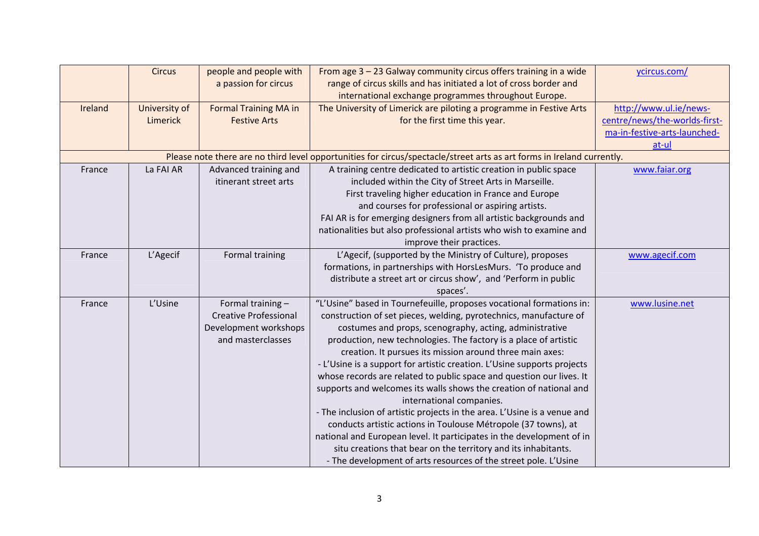| | | | | |
|---|---|---|---|---|
| | Circus | people and people with a passion for circus | From age 3 – 23 Galway community circus offers training in a wide range of circus skills and has initiated a lot of cross border and international exchange programmes throughout Europe. | ycircus.com/ |
| Ireland | University of Limerick | Formal Training MA in Festive Arts | The University of Limerick are piloting a programme in Festive Arts for the first time this year. | http://www.ul.ie/news-centre/news/the-worlds-first-ma-in-festive-arts-launched-at-ul |
| Please note there are no third level opportunities for circus/spectacle/street arts as art forms in Ireland currently. | | | | |
| France | La FAI AR | Advanced training and itinerant street arts | A training centre dedicated to artistic creation in public space included within the City of Street Arts in Marseille. First traveling higher education in France and Europe and courses for professional or aspiring artists. FAI AR is for emerging designers from all artistic backgrounds and nationalities but also professional artists who wish to examine and improve their practices. | www.faiar.org |
| France | L'Agecif | Formal training | L'Agecif, (supported by the Ministry of Culture), proposes formations, in partnerships with HorsLesMurs. 'To produce and distribute a street art or circus show', and 'Perform in public spaces'. | www.agecif.com |
| France | L'Usine | Formal training – Creative Professional Development workshops and masterclasses | "L'Usine" based in Tournefeuille, proposes vocational formations in: construction of set pieces, welding, pyrotechnics, manufacture of costumes and props, scenography, acting, administrative production, new technologies. The factory is a place of artistic creation. It pursues its mission around three main axes:<br>- L'Usine is a support for artistic creation. L'Usine supports projects whose records are related to public space and question our lives. It supports and welcomes its walls shows the creation of national and international companies.<br>- The inclusion of artistic projects in the area. L'Usine is a venue and conducts artistic actions in Toulouse Métropole (37 towns), at national and European level. It participates in the development of in situ creations that bear on the territory and its inhabitants.<br>- The development of arts resources of the street pole. L'Usine | www.lusine.net |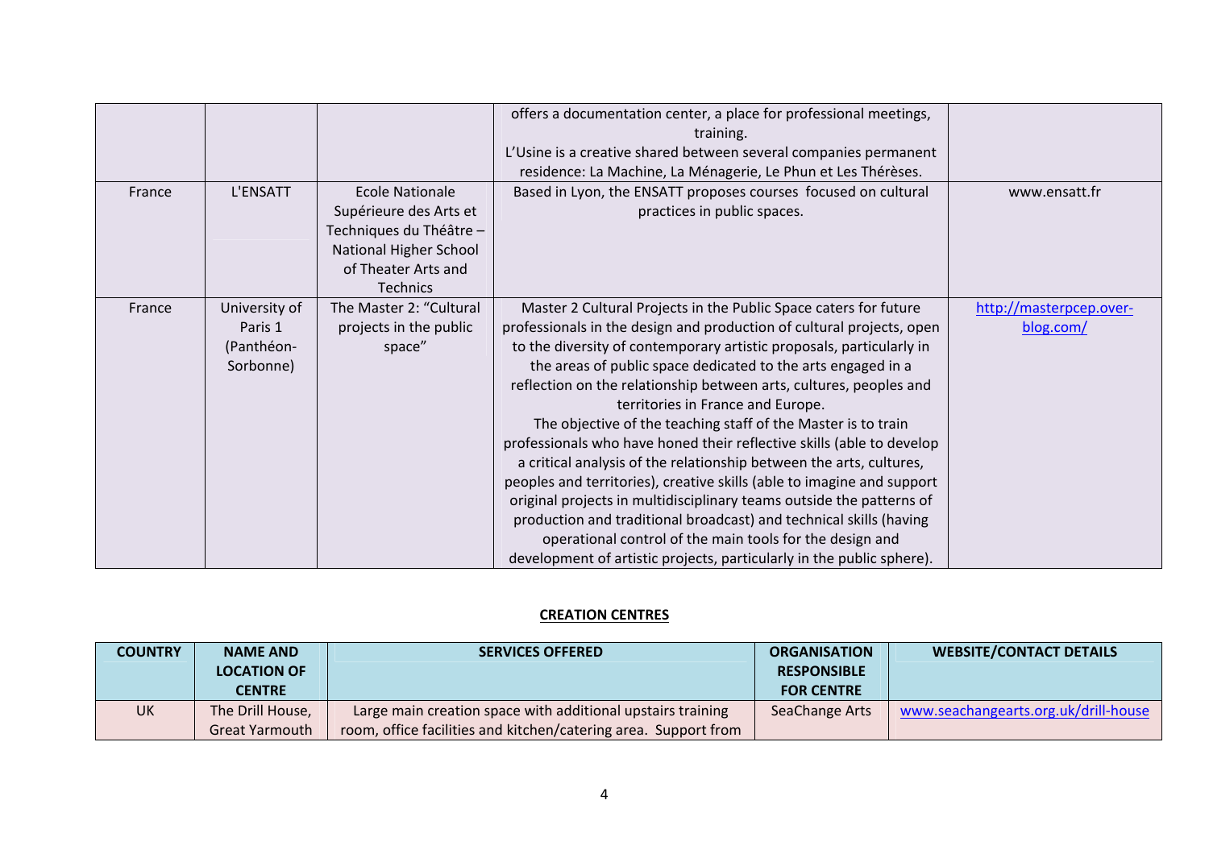| | | | offers a documentation center, a place for professional meetings, training. L'Usine is a creative shared between several companies permanent residence: La Machine, La Ménagerie, Le Phun et Les Thérèses. | |
|---|---|---|---|---|
| France | L'ENSATT | Ecole Nationale Supérieure des Arts et Techniques du Théâtre – National Higher School of Theater Arts and Technics | Based in Lyon, the ENSATT proposes courses focused on cultural practices in public spaces. | www.ensatt.fr |
| France | University of Paris 1 (Panthéon-Sorbonne) | The Master 2: "Cultural projects in the public space" | Master 2 Cultural Projects in the Public Space caters for future professionals in the design and production of cultural projects, open to the diversity of contemporary artistic proposals, particularly in the areas of public space dedicated to the arts engaged in a reflection on the relationship between arts, cultures, peoples and territories in France and Europe. The objective of the teaching staff of the Master is to train professionals who have honed their reflective skills (able to develop a critical analysis of the relationship between the arts, cultures, peoples and territories), creative skills (able to imagine and support original projects in multidisciplinary teams outside the patterns of production and traditional broadcast) and technical skills (having operational control of the main tools for the design and development of artistic projects, particularly in the public sphere). | http://masterpcep.over-blog.com/ |

## CREATION CENTRES

| COUNTRY | NAME AND LOCATION OF CENTRE | SERVICES OFFERED | ORGANISATION RESPONSIBLE FOR CENTRE | WEBSITE/CONTACT DETAILS |
|---|---|---|---|---|
| UK | The Drill House, Great Yarmouth | Large main creation space with additional upstairs training room, office facilities and kitchen/catering area. Support from | SeaChange Arts | www.seachangearts.org.uk/drill-house |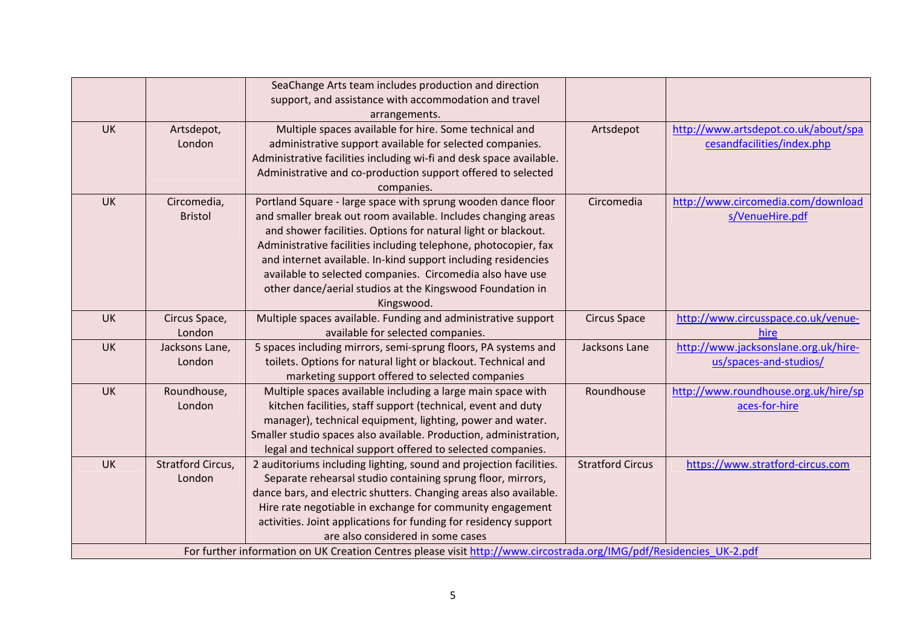| | | | | |
|---|---|---|---|---|
| | | SeaChange Arts team includes production and direction support, and assistance with accommodation and travel arrangements. | | |
| UK | Artsdepot, London | Multiple spaces available for hire. Some technical and administrative support available for selected companies. Administrative facilities including wi-fi and desk space available. Administrative and co-production support offered to selected companies. | Artsdepot | http://www.artsdepot.co.uk/about/spacesandfacilities/index.php |
| UK | Circomedia, Bristol | Portland Square - large space with sprung wooden dance floor and smaller break out room available. Includes changing areas and shower facilities. Options for natural light or blackout. Administrative facilities including telephone, photocopier, fax and internet available. In-kind support including residencies available to selected companies. Circomedia also have use other dance/aerial studios at the Kingswood Foundation in Kingswood. | Circomedia | http://www.circomedia.com/downloads/VenueHire.pdf |
| UK | Circus Space, London | Multiple spaces available. Funding and administrative support available for selected companies. | Circus Space | http://www.circusspace.co.uk/venue-hire |
| UK | Jacksons Lane, London | 5 spaces including mirrors, semi-sprung floors, PA systems and toilets. Options for natural light or blackout. Technical and marketing support offered to selected companies | Jacksons Lane | http://www.jacksonslane.org.uk/hire-us/spaces-and-studios/ |
| UK | Roundhouse, London | Multiple spaces available including a large main space with kitchen facilities, staff support (technical, event and duty manager), technical equipment, lighting, power and water. Smaller studio spaces also available. Production, administration, legal and technical support offered to selected companies. | Roundhouse | http://www.roundhouse.org.uk/hire/spaces-for-hire |
| UK | Stratford Circus, London | 2 auditoriums including lighting, sound and projection facilities. Separate rehearsal studio containing sprung floor, mirrors, dance bars, and electric shutters. Changing areas also available. Hire rate negotiable in exchange for community engagement activities. Joint applications for funding for residency support are also considered in some cases | Stratford Circus | https://www.stratford-circus.com |
| For further information on UK Creation Centres please visit http://www.circostrada.org/IMG/pdf/Residencies_UK-2.pdf | | | | |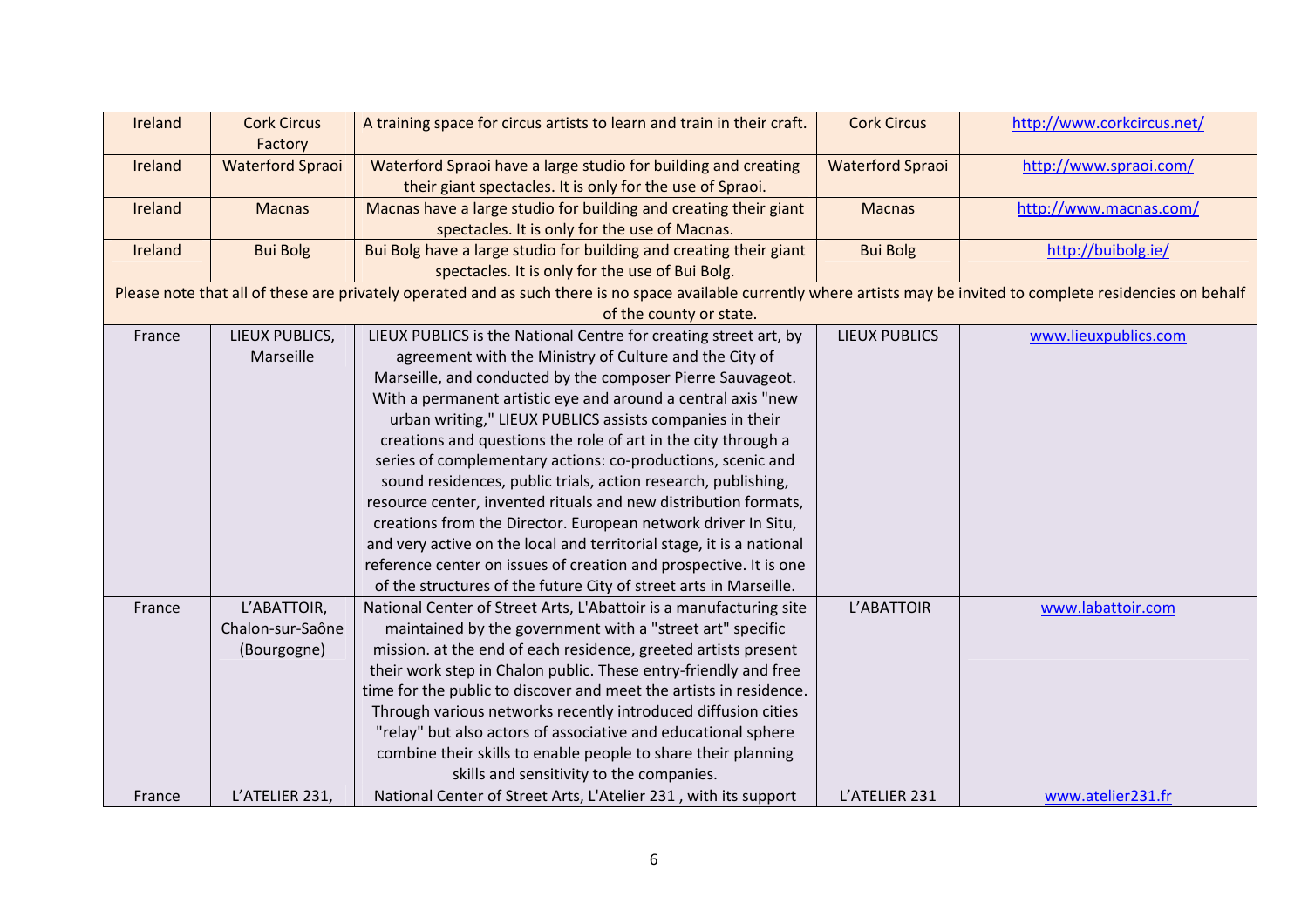| | | | | |
|---|---|---|---|---|
| Ireland | Cork Circus Factory | A training space for circus artists to learn and train in their craft. | Cork Circus | http://www.corkcircus.net/ |
| Ireland | Waterford Spraoi | Waterford Spraoi have a large studio for building and creating their giant spectacles. It is only for the use of Spraoi. | Waterford Spraoi | http://www.spraoi.com/ |
| Ireland | Macnas | Macnas have a large studio for building and creating their giant spectacles. It is only for the use of Macnas. | Macnas | http://www.macnas.com/ |
| Ireland | Bui Bolg | Bui Bolg have a large studio for building and creating their giant spectacles. It is only for the use of Bui Bolg. | Bui Bolg | http://buibolg.ie/ |
| Please note that all of these are privately operated and as such there is no space available currently where artists may be invited to complete residencies on behalf of the county or state. | | | | |
| France | LIEUX PUBLICS, Marseille | LIEUX PUBLICS is the National Centre for creating street art, by agreement with the Ministry of Culture and the City of Marseille, and conducted by the composer Pierre Sauvageot. With a permanent artistic eye and around a central axis "new urban writing," LIEUX PUBLICS assists companies in their creations and questions the role of art in the city through a series of complementary actions: co-productions, scenic and sound residences, public trials, action research, publishing, resource center, invented rituals and new distribution formats, creations from the Director. European network driver In Situ, and very active on the local and territorial stage, it is a national reference center on issues of creation and prospective. It is one of the structures of the future City of street arts in Marseille. | LIEUX PUBLICS | www.lieuxpublics.com |
| France | L'ABATTOIR, Chalon-sur-Saône (Bourgogne) | National Center of Street Arts, L'Abattoir is a manufacturing site maintained by the government with a "street art" specific mission. at the end of each residence, greeted artists present their work step in Chalon public. These entry-friendly and free time for the public to discover and meet the artists in residence. Through various networks recently introduced diffusion cities "relay" but also actors of associative and educational sphere combine their skills to enable people to share their planning skills and sensitivity to the companies. | L'ABATTOIR | www.labattoir.com |
| France | L'ATELIER 231, | National Center of Street Arts, L'Atelier 231 , with its support | L'ATELIER 231 | www.atelier231.fr |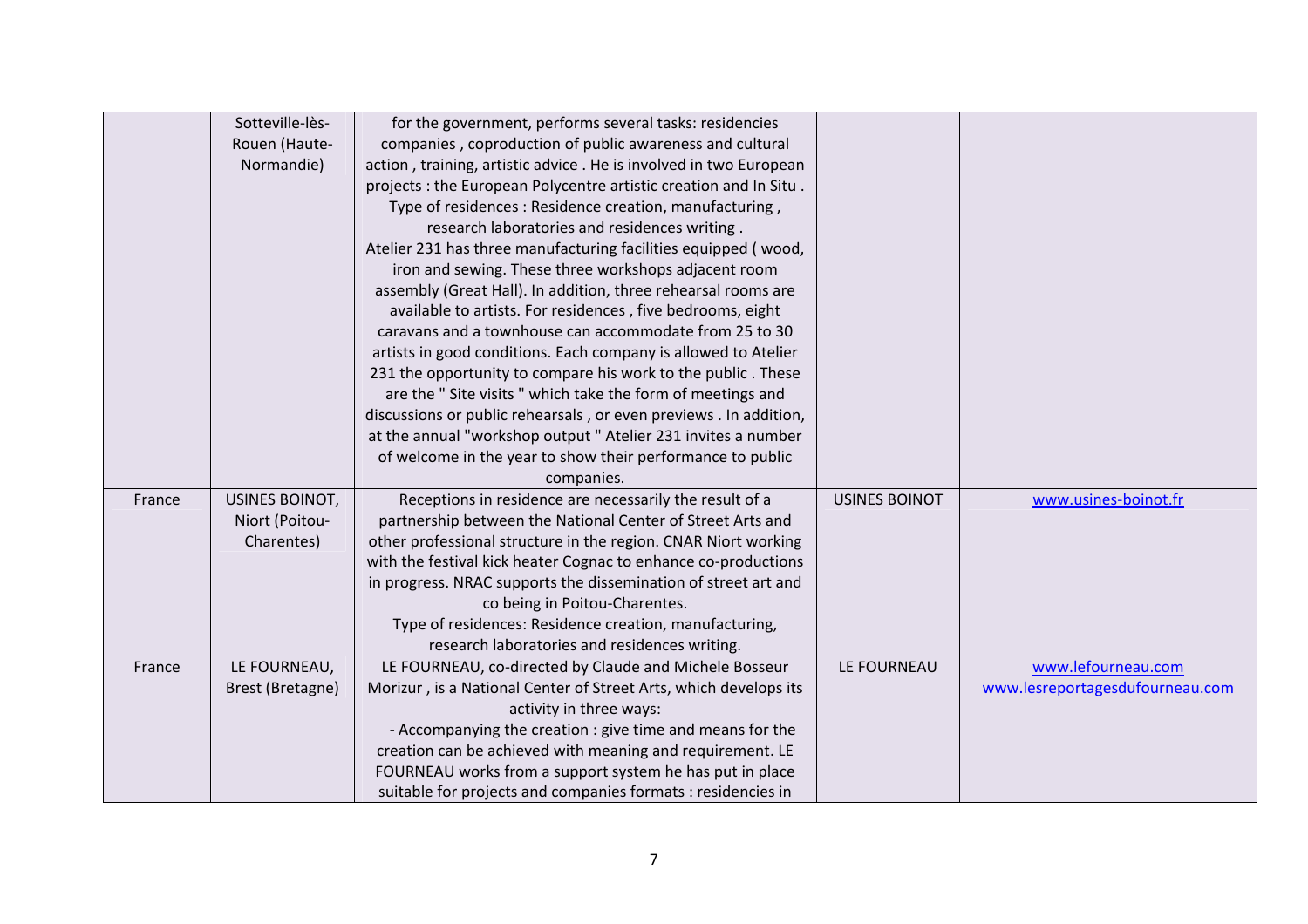| | | | | |
|---|---|---|---|---|
| | Sotteville-lès-Rouen (Haute-Normandie) | for the government, performs several tasks: residencies companies , coproduction of public awareness and cultural action , training, artistic advice . He is involved in two European projects : the European Polycentre artistic creation and In Situ . Type of residences : Residence creation, manufacturing , research laboratories and residences writing . Atelier 231 has three manufacturing facilities equipped ( wood, iron and sewing. These three workshops adjacent room assembly (Great Hall). In addition, three rehearsal rooms are available to artists. For residences , five bedrooms, eight caravans and a townhouse can accommodate from 25 to 30 artists in good conditions. Each company is allowed to Atelier 231 the opportunity to compare his work to the public . These are the " Site visits " which take the form of meetings and discussions or public rehearsals , or even previews . In addition, at the annual "workshop output " Atelier 231 invites a number of welcome in the year to show their performance to public companies. | | |
| France | USINES BOINOT, Niort (Poitou-Charentes) | Receptions in residence are necessarily the result of a partnership between the National Center of Street Arts and other professional structure in the region. CNAR Niort working with the festival kick heater Cognac to enhance co-productions in progress. NRAC supports the dissemination of street art and co being in Poitou-Charentes. Type of residences: Residence creation, manufacturing, research laboratories and residences writing. | USINES BOINOT | www.usines-boinot.fr |
| France | LE FOURNEAU, Brest (Bretagne) | LE FOURNEAU, co-directed by Claude and Michele Bosseur Morizur , is a National Center of Street Arts, which develops its activity in three ways: - Accompanying the creation : give time and means for the creation can be achieved with meaning and requirement. LE FOURNEAU works from a support system he has put in place suitable for projects and companies formats : residencies in | LE FOURNEAU | www.lefourneau.com www.lesreportagesdufourneau.com |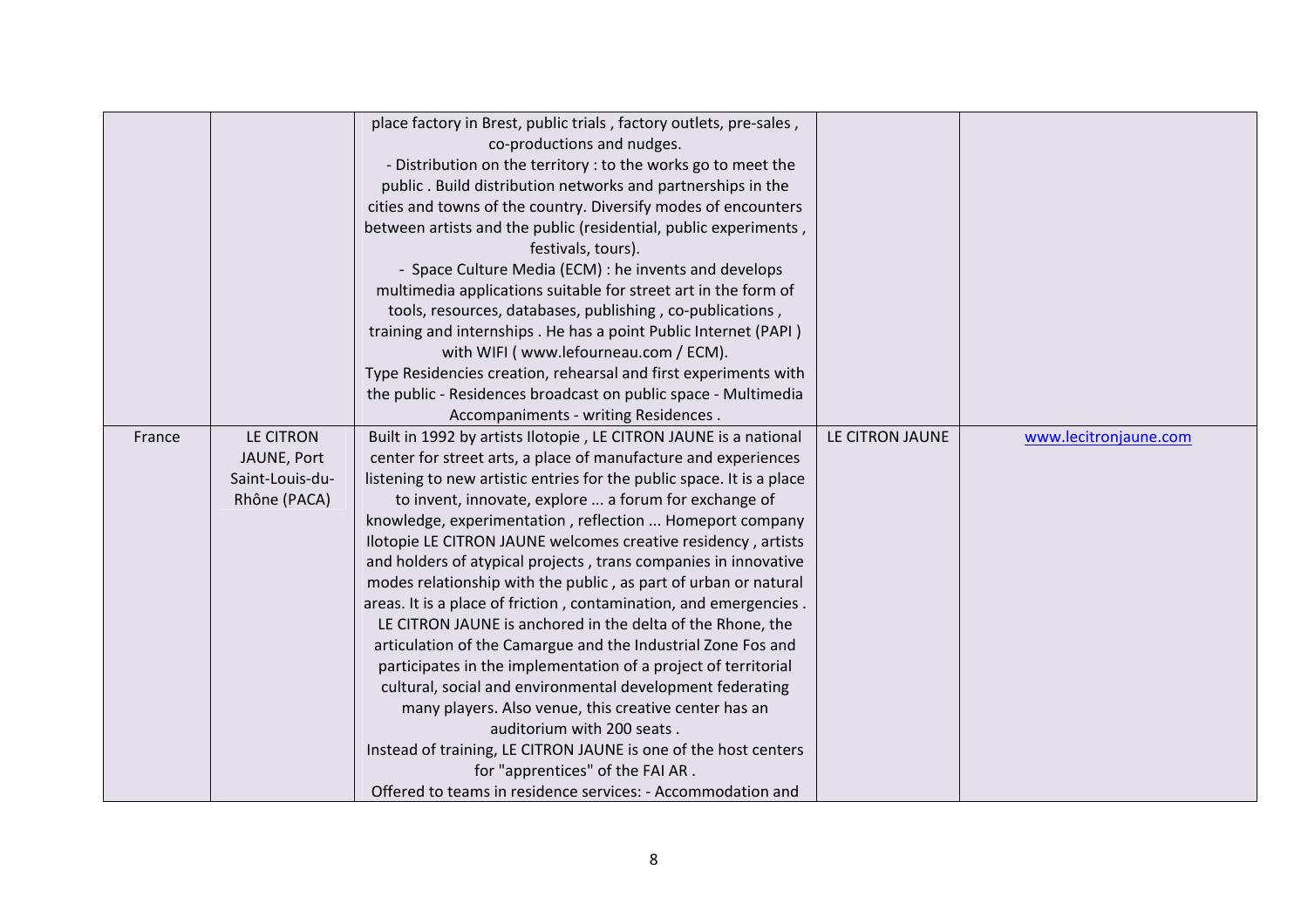| | | | | |
|---|---|---|---|---|
| | | place factory in Brest, public trials , factory outlets, pre-sales , co-productions and nudges.<br>- Distribution on the territory : to the works go to meet the public . Build distribution networks and partnerships in the cities and towns of the country. Diversify modes of encounters between artists and the public (residential, public experiments , festivals, tours).<br>- Space Culture Media (ECM) : he invents and develops multimedia applications suitable for street art in the form of tools, resources, databases, publishing , co-publications , training and internships . He has a point Public Internet (PAPI ) with WIFI ( www.lefourneau.com / ECM).<br>Type Residencies creation, rehearsal and first experiments with the public - Residences broadcast on public space - Multimedia Accompaniments - writing Residences . | | |
| France | LE CITRON JAUNE, Port Saint-Louis-du-Rhône (PACA) | Built in 1992 by artists Ilotopie , LE CITRON JAUNE is a national center for street arts, a place of manufacture and experiences listening to new artistic entries for the public space. It is a place to invent, innovate, explore ... a forum for exchange of knowledge, experimentation , reflection ... Homeport company Ilotopie LE CITRON JAUNE welcomes creative residency , artists and holders of atypical projects , trans companies in innovative modes relationship with the public , as part of urban or natural areas. It is a place of friction , contamination, and emergencies . LE CITRON JAUNE is anchored in the delta of the Rhone, the articulation of the Camargue and the Industrial Zone Fos and participates in the implementation of a project of territorial cultural, social and environmental development federating many players. Also venue, this creative center has an auditorium with 200 seats .<br>Instead of training, LE CITRON JAUNE is one of the host centers for "apprentices" of the FAI AR .<br>Offered to teams in residence services: - Accommodation and | LE CITRON JAUNE | www.lecitronjaune.com |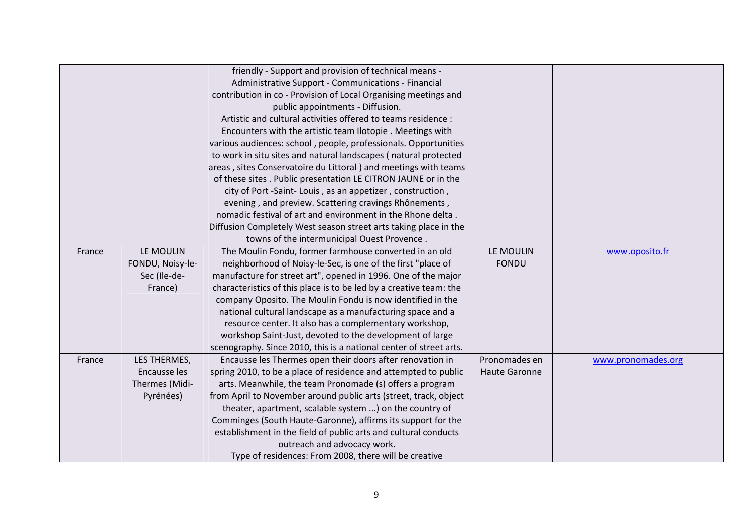| | | | | |
|---|---|---|---|---|
| | | friendly - Support and provision of technical means - Administrative Support - Communications - Financial contribution in co - Provision of Local Organising meetings and public appointments - Diffusion. Artistic and cultural activities offered to teams residence : Encounters with the artistic team Ilotopie . Meetings with various audiences: school , people, professionals. Opportunities to work in situ sites and natural landscapes ( natural protected areas , sites Conservatoire du Littoral ) and meetings with teams of these sites . Public presentation LE CITRON JAUNE or in the city of Port -Saint- Louis , as an appetizer , construction , evening , and preview. Scattering cravings Rhônements , nomadic festival of art and environment in the Rhone delta . Diffusion Completely West season street arts taking place in the towns of the intermunicipal Ouest Provence . | | |
| France | LE MOULIN FONDU, Noisy-le-Sec (Ile-de-France) | The Moulin Fondu, former farmhouse converted in an old neighborhood of Noisy-le-Sec, is one of the first "place of manufacture for street art", opened in 1996. One of the major characteristics of this place is to be led by a creative team: the company Oposito. The Moulin Fondu is now identified in the national cultural landscape as a manufacturing space and a resource center. It also has a complementary workshop, workshop Saint-Just, devoted to the development of large scenography. Since 2010, this is a national center of street arts. | LE MOULIN FONDU | www.oposito.fr |
| France | LES THERMES, Encausse les Thermes (Midi-Pyrénées) | Encausse les Thermes open their doors after renovation in spring 2010, to be a place of residence and attempted to public arts. Meanwhile, the team Pronomade (s) offers a program from April to November around public arts (street, track, object theater, apartment, scalable system ...) on the country of Comminges (South Haute-Garonne), affirms its support for the establishment in the field of public arts and cultural conducts outreach and advocacy work. Type of residences: From 2008, there will be creative | Pronomades en Haute Garonne | www.pronomades.org |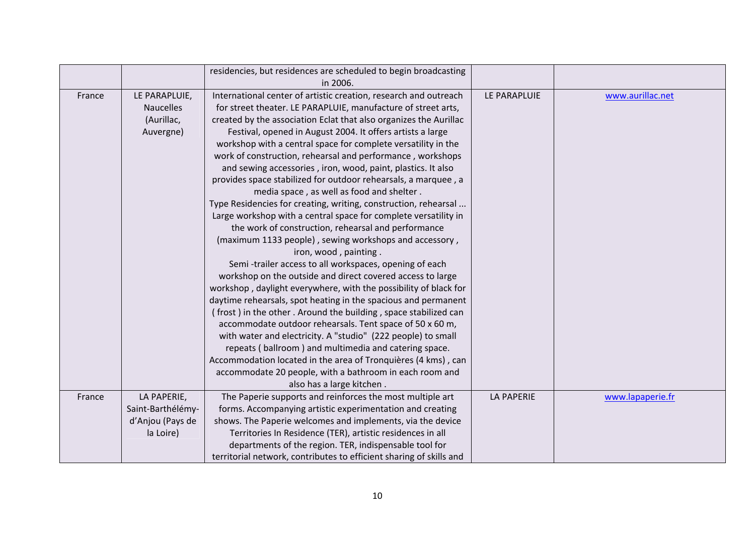| | | | | |
|---|---|---|---|---|
| | | residencies, but residences are scheduled to begin broadcasting in 2006. | | |
| France | LE PARAPLUIE, Naucelles (Aurillac, Auvergne) | International center of artistic creation, research and outreach for street theater. LE PARAPLUIE, manufacture of street arts, created by the association Eclat that also organizes the Aurillac Festival, opened in August 2004. It offers artists a large workshop with a central space for complete versatility in the work of construction, rehearsal and performance , workshops and sewing accessories , iron, wood, paint, plastics. It also provides space stabilized for outdoor rehearsals, a marquee , a media space , as well as food and shelter .<br>Type Residencies for creating, writing, construction, rehearsal ... Large workshop with a central space for complete versatility in the work of construction, rehearsal and performance (maximum 1133 people) , sewing workshops and accessory , iron, wood , painting .<br>Semi -trailer access to all workspaces, opening of each workshop on the outside and direct covered access to large workshop , daylight everywhere, with the possibility of black for daytime rehearsals, spot heating in the spacious and permanent ( frost ) in the other . Around the building , space stabilized can accommodate outdoor rehearsals. Tent space of 50 x 60 m, with water and electricity. A "studio" (222 people) to small repeats ( ballroom ) and multimedia and catering space. Accommodation located in the area of Tronquières (4 kms) , can accommodate 20 people, with a bathroom in each room and also has a large kitchen . | LE PARAPLUIE | www.aurillac.net |
| France | LA PAPERIE, Saint-Barthélémy-d'Anjou (Pays de la Loire) | The Paperie supports and reinforces the most multiple art forms. Accompanying artistic experimentation and creating shows. The Paperie welcomes and implements, via the device Territories In Residence (TER), artistic residences in all departments of the region. TER, indispensable tool for territorial network, contributes to efficient sharing of skills and | LA PAPERIE | www.lapaperie.fr |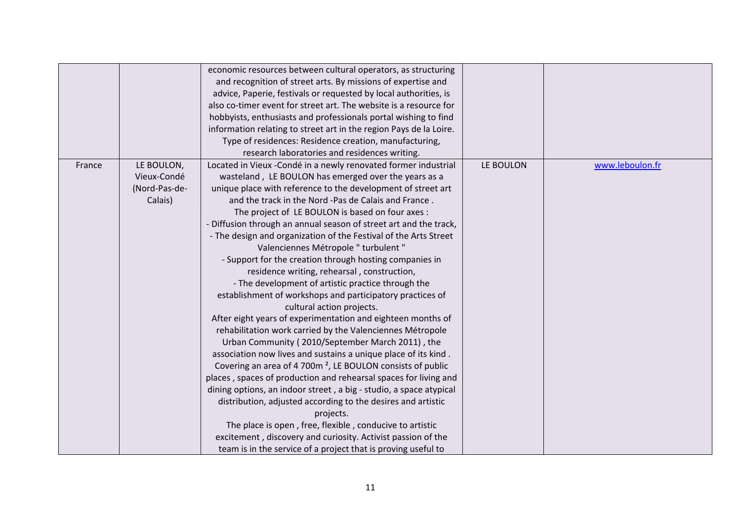| | | | | |
|---|---|---|---|---|
| | | economic resources between cultural operators, as structuring and recognition of street arts. By missions of expertise and advice, Paperie, festivals or requested by local authorities, is also co-timer event for street art. The website is a resource for hobbyists, enthusiasts and professionals portal wishing to find information relating to street art in the region Pays de la Loire. Type of residences: Residence creation, manufacturing, research laboratories and residences writing. | | |
| France | LE BOULON, Vieux-Condé (Nord-Pas-de-Calais) | Located in Vieux -Condé in a newly renovated former industrial wasteland , LE BOULON has emerged over the years as a unique place with reference to the development of street art and the track in the Nord -Pas de Calais and France . The project of LE BOULON is based on four axes : - Diffusion through an annual season of street art and the track, - The design and organization of the Festival of the Arts Street Valenciennes Métropole " turbulent " - Support for the creation through hosting companies in residence writing, rehearsal , construction, - The development of artistic practice through the establishment of workshops and participatory practices of cultural action projects. After eight years of experimentation and eighteen months of rehabilitation work carried by the Valenciennes Métropole Urban Community ( 2010/September March 2011) , the association now lives and sustains a unique place of its kind . Covering an area of 4 700m ², LE BOULON consists of public places , spaces of production and rehearsal spaces for living and dining options, an indoor street , a big - studio, a space atypical distribution, adjusted according to the desires and artistic projects. The place is open , free, flexible , conducive to artistic excitement , discovery and curiosity. Activist passion of the team is in the service of a project that is proving useful to | LE BOULON | www.leboulon.fr |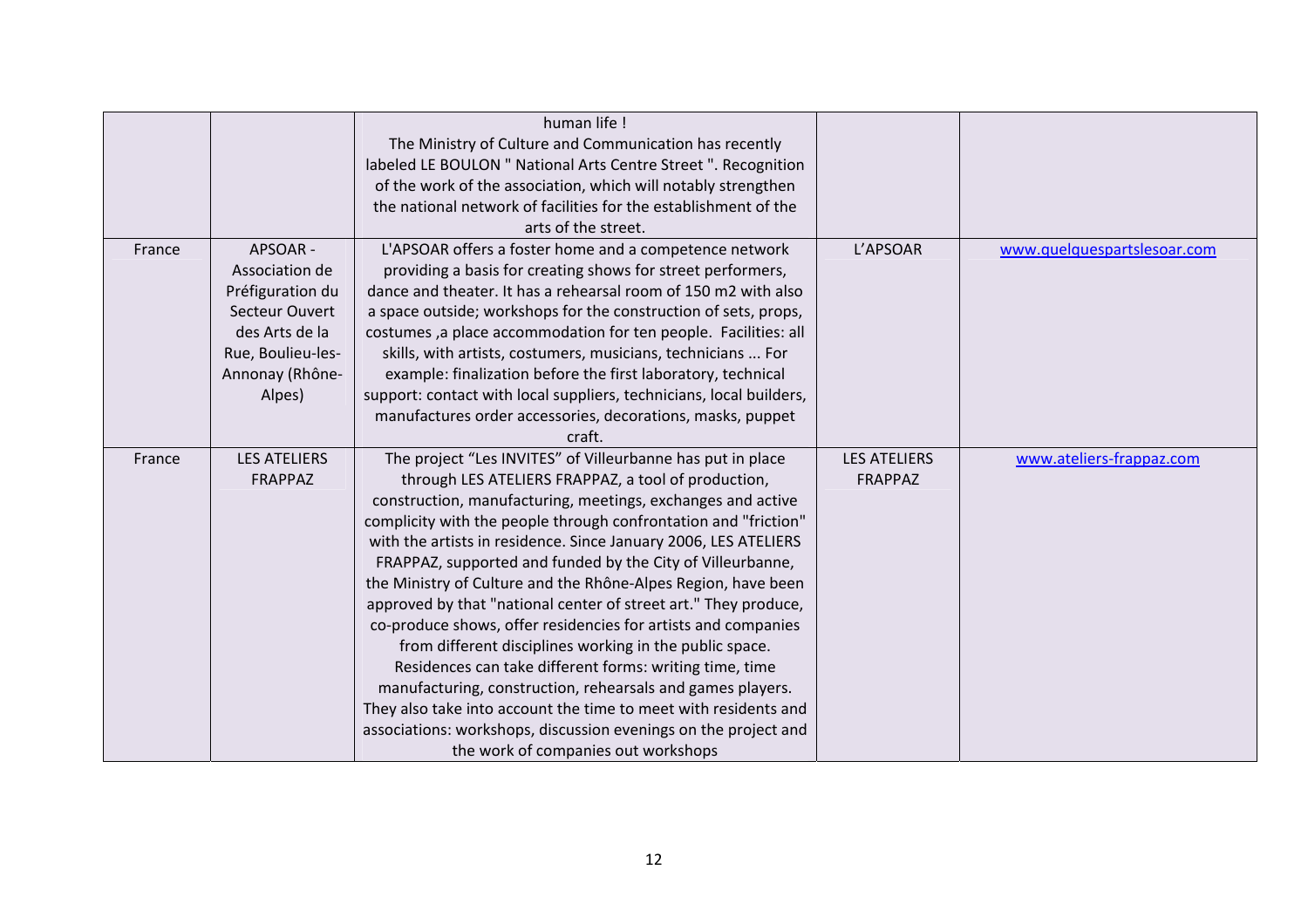| | | | | |
|---|---|---|---|---|
| | | human life ! The Ministry of Culture and Communication has recently labeled LE BOULON " National Arts Centre Street ". Recognition of the work of the association, which will notably strengthen the national network of facilities for the establishment of the arts of the street. | | |
| France | APSOAR - Association de Préfiguration du Secteur Ouvert des Arts de la Rue, Boulieu-les-Annonay (Rhône-Alpes) | L'APSOAR offers a foster home and a competence network providing a basis for creating shows for street performers, dance and theater. It has a rehearsal room of 150 m2 with also a space outside; workshops for the construction of sets, props, costumes ,a place accommodation for ten people. Facilities: all skills, with artists, costumers, musicians, technicians ... For example: finalization before the first laboratory, technical support: contact with local suppliers, technicians, local builders, manufactures order accessories, decorations, masks, puppet craft. | L'APSOAR | www.quelquespartslesoar.com |
| France | LES ATELIERS FRAPPAZ | The project "Les INVITES" of Villeurbanne has put in place through LES ATELIERS FRAPPAZ, a tool of production, construction, manufacturing, meetings, exchanges and active complicity with the people through confrontation and "friction" with the artists in residence. Since January 2006, LES ATELIERS FRAPPAZ, supported and funded by the City of Villeurbanne, the Ministry of Culture and the Rhône-Alpes Region, have been approved by that "national center of street art." They produce, co-produce shows, offer residencies for artists and companies from different disciplines working in the public space. Residences can take different forms: writing time, time manufacturing, construction, rehearsals and games players. They also take into account the time to meet with residents and associations: workshops, discussion evenings on the project and the work of companies out workshops | LES ATELIERS FRAPPAZ | www.ateliers-frappaz.com |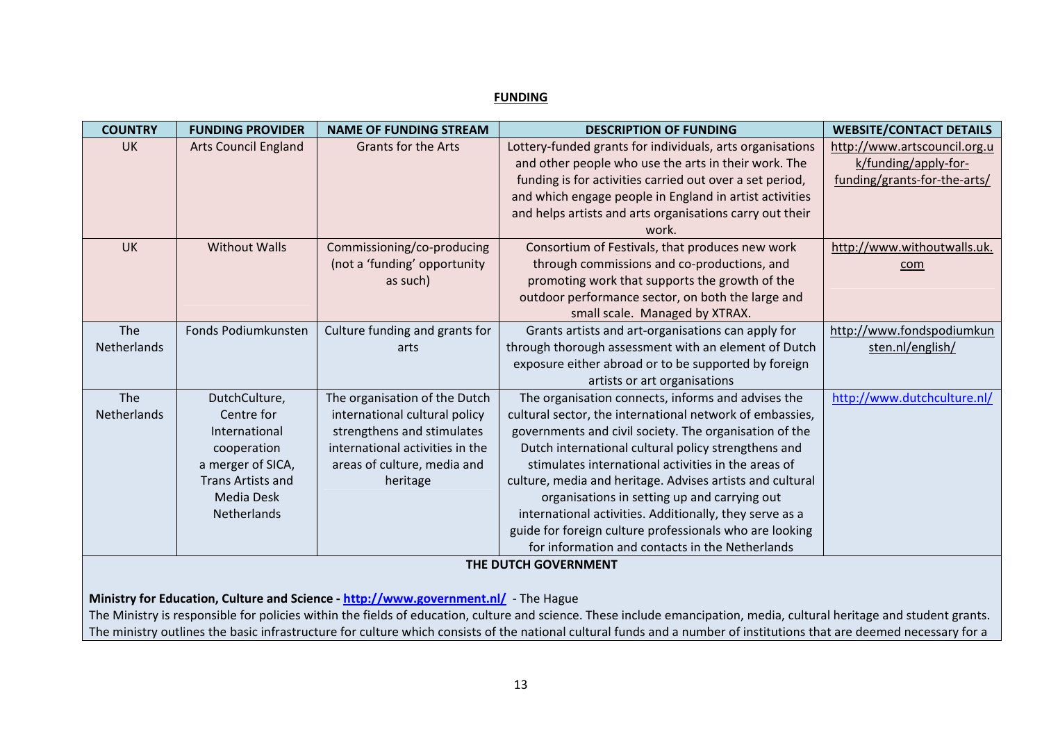**FUNDING**

| COUNTRY | FUNDING PROVIDER | NAME OF FUNDING STREAM | DESCRIPTION OF FUNDING | WEBSITE/CONTACT DETAILS |
|---|---|---|---|---|
| UK | Arts Council England | Grants for the Arts | Lottery-funded grants for individuals, arts organisations and other people who use the arts in their work. The funding is for activities carried out over a set period, and which engage people in England in artist activities and helps artists and arts organisations carry out their work. | http://www.artscouncil.org.uk/funding/apply-for-funding/grants-for-the-arts/ |
| UK | Without Walls | Commissioning/co-producing (not a 'funding' opportunity as such) | Consortium of Festivals, that produces new work through commissions and co-productions, and promoting work that supports the growth of the outdoor performance sector, on both the large and small scale. Managed by XTRAX. | http://www.withoutwalls.uk.com |
| The Netherlands | Fonds Podiumkunsten | Culture funding and grants for arts | Grants artists and art-organisations can apply for through thorough assessment with an element of Dutch exposure either abroad or to be supported by foreign artists or art organisations | http://www.fondspodiumkunsten.nl/english/ |
| The Netherlands | DutchCulture, Centre for International cooperation a merger of SICA, Trans Artists and Media Desk Netherlands | The organisation of the Dutch international cultural policy strengthens and stimulates international activities in the areas of culture, media and heritage | The organisation connects, informs and advises the cultural sector, the international network of embassies, governments and civil society. The organisation of the Dutch international cultural policy strengthens and stimulates international activities in the areas of culture, media and heritage. Advises artists and cultural organisations in setting up and carrying out international activities. Additionally, they serve as a guide for foreign culture professionals who are looking for information and contacts in the Netherlands | http://www.dutchculture.nl/ |

**THE DUTCH GOVERNMENT**

**Ministry for Education, Culture and Science - http://www.government.nl/** - The Hague

The Ministry is responsible for policies within the fields of education, culture and science. These include emancipation, media, cultural heritage and student grants. The ministry outlines the basic infrastructure for culture which consists of the national cultural funds and a number of institutions that are deemed necessary for a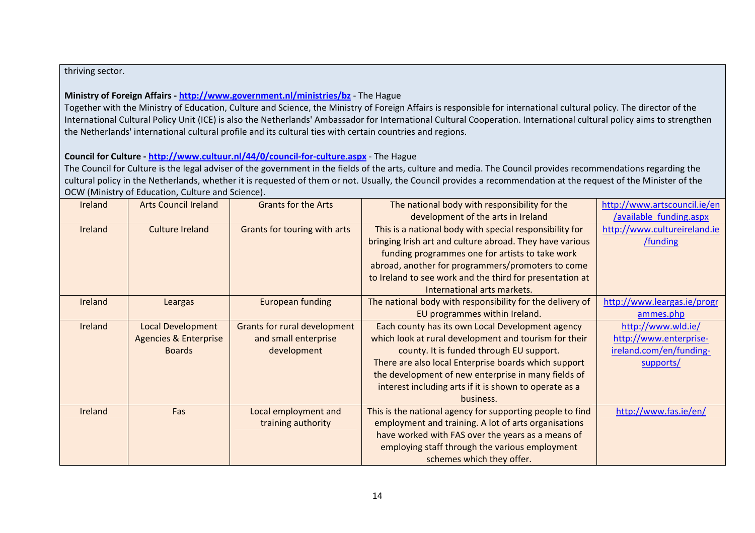thriving sector.

**Ministry of Foreign Affairs - http://www.government.nl/ministries/bz** - The Hague
Together with the Ministry of Education, Culture and Science, the Ministry of Foreign Affairs is responsible for international cultural policy. The director of the International Cultural Policy Unit (ICE) is also the Netherlands' Ambassador for International Cultural Cooperation. International cultural policy aims to strengthen the Netherlands' international cultural profile and its cultural ties with certain countries and regions.

**Council for Culture - http://www.cultuur.nl/44/0/council-for-culture.aspx** - The Hague
The Council for Culture is the legal adviser of the government in the fields of the arts, culture and media. The Council provides recommendations regarding the cultural policy in the Netherlands, whether it is requested of them or not. Usually, the Council provides a recommendation at the request of the Minister of the OCW (Ministry of Education, Culture and Science).

| | | | | |
|---|---|---|---|---|
| Ireland | Arts Council Ireland | Grants for the Arts | The national body with responsibility for the development of the arts in Ireland | http://www.artscouncil.ie/en/available_funding.aspx |
| Ireland | Culture Ireland | Grants for touring with arts | This is a national body with special responsibility for bringing Irish art and culture abroad. They have various funding programmes one for artists to take work abroad, another for programmers/promoters to come to Ireland to see work and the third for presentation at International arts markets. | http://www.cultureireland.ie/funding |
| Ireland | Leargas | European funding | The national body with responsibility for the delivery of EU programmes within Ireland. | http://www.leargas.ie/programmes.php |
| Ireland | Local Development Agencies & Enterprise Boards | Grants for rural development and small enterprise development | Each county has its own Local Development agency which look at rural development and tourism for their county. It is funded through EU support. There are also local Enterprise boards which support the development of new enterprise in many fields of interest including arts if it is shown to operate as a business. | http://www.wld.ie/ http://www.enterprise-ireland.com/en/funding-supports/ |
| Ireland | Fas | Local employment and training authority | This is the national agency for supporting people to find employment and training. A lot of arts organisations have worked with FAS over the years as a means of employing staff through the various employment schemes which they offer. | http://www.fas.ie/en/ |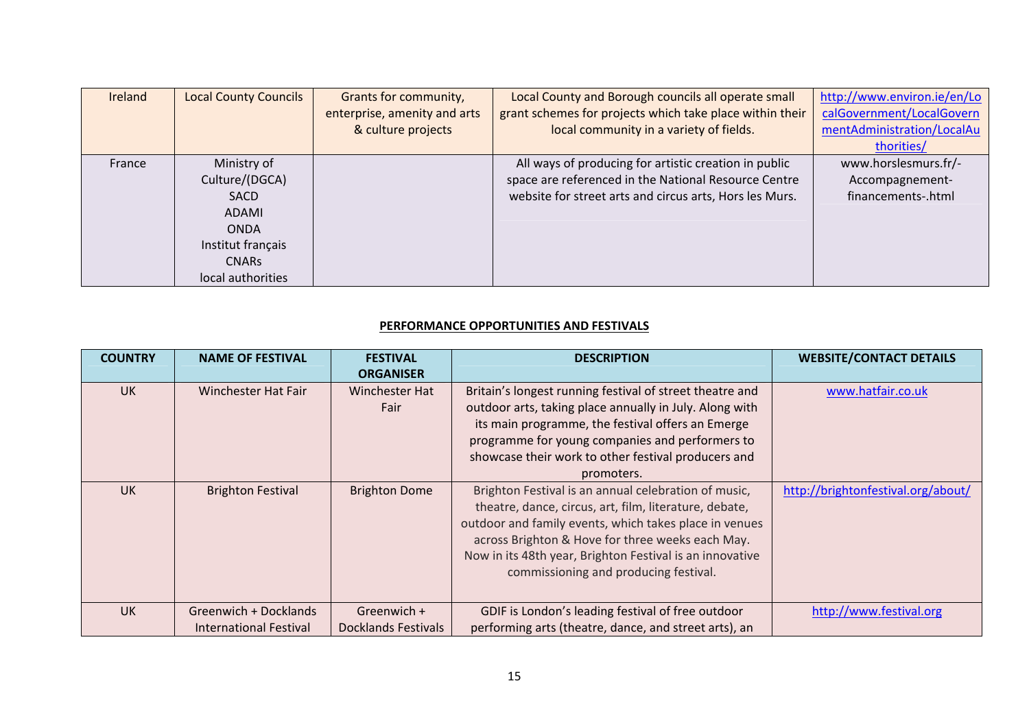| Ireland | Local County Councils | Grants for community, enterprise, amenity and arts & culture projects | Local County and Borough councils all operate small grant schemes for projects which take place within their local community in a variety of fields. | http://www.environ.ie/en/LocalGovernment/LocalGovernmentAdministration/LocalAuthorities/ |
|---|---|---|---|---|
| France | Ministry of Culture/(DGCA) SACD ADAMI ONDA Institut français CNARs local authorities | | All ways of producing for artistic creation in public space are referenced in the National Resource Centre website for street arts and circus arts, Hors les Murs. | www.horslesmurs.fr/-Accompagnement-financements-.html |

**PERFORMANCE OPPORTUNITIES AND FESTIVALS**

| COUNTRY | NAME OF FESTIVAL | FESTIVAL ORGANISER | DESCRIPTION | WEBSITE/CONTACT DETAILS |
|---|---|---|---|---|
| UK | Winchester Hat Fair | Winchester Hat Fair | Britain's longest running festival of street theatre and outdoor arts, taking place annually in July. Along with its main programme, the festival offers an Emerge programme for young companies and performers to showcase their work to other festival producers and promoters. | www.hatfair.co.uk |
| UK | Brighton Festival | Brighton Dome | Brighton Festival is an annual celebration of music, theatre, dance, circus, art, film, literature, debate, outdoor and family events, which takes place in venues across Brighton & Hove for three weeks each May. Now in its 48th year, Brighton Festival is an innovative commissioning and producing festival. | http://brightonfestival.org/about/ |
| UK | Greenwich + Docklands International Festival | Greenwich + Docklands Festivals | GDIF is London's leading festival of free outdoor performing arts (theatre, dance, and street arts), an | http://www.festival.org |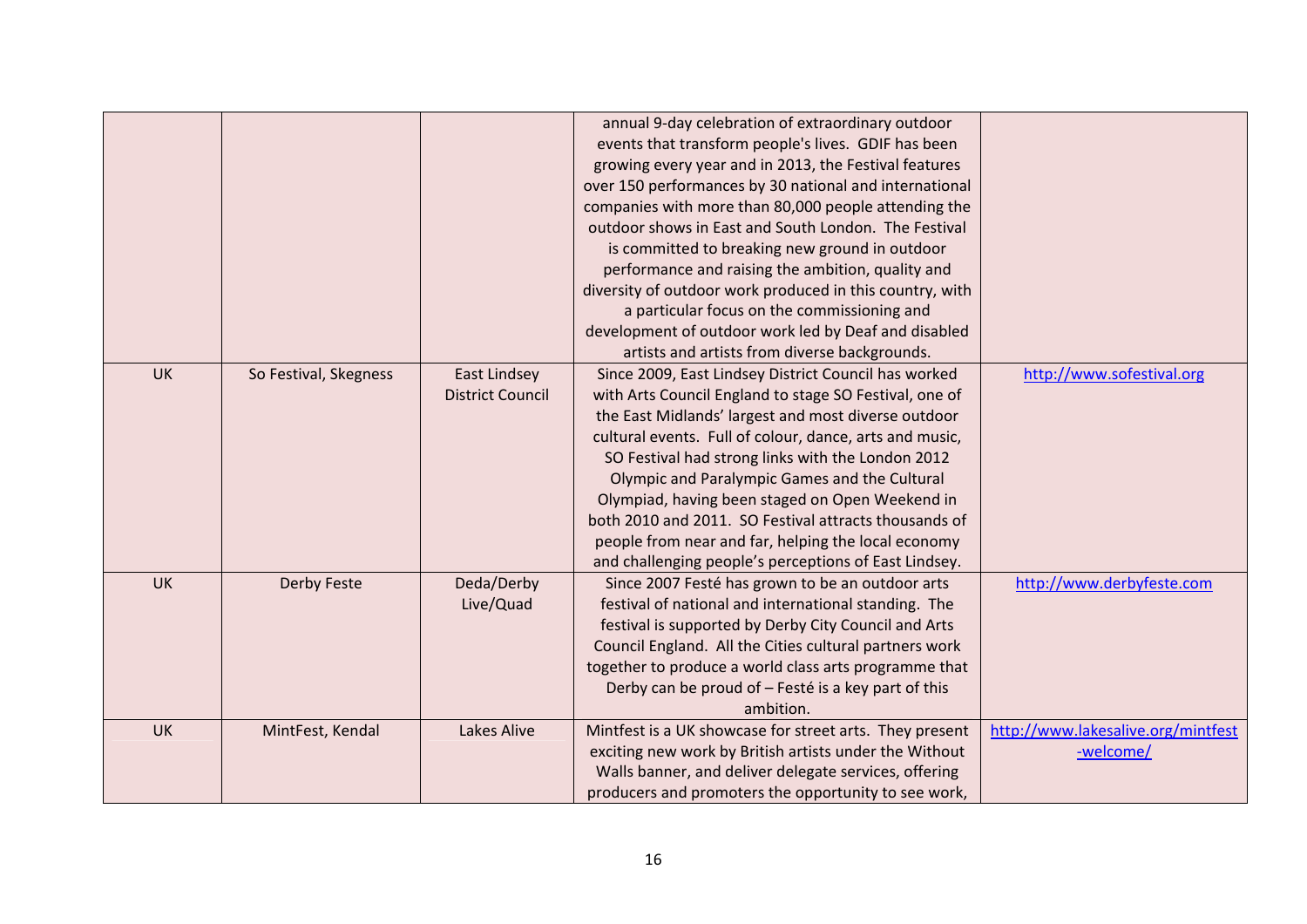| | | | | |
|---|---|---|---|---|
| | | | annual 9-day celebration of extraordinary outdoor events that transform people's lives. GDIF has been growing every year and in 2013, the Festival features over 150 performances by 30 national and international companies with more than 80,000 people attending the outdoor shows in East and South London. The Festival is committed to breaking new ground in outdoor performance and raising the ambition, quality and diversity of outdoor work produced in this country, with a particular focus on the commissioning and development of outdoor work led by Deaf and disabled artists and artists from diverse backgrounds. | |
| UK | So Festival, Skegness | East Lindsey District Council | Since 2009, East Lindsey District Council has worked with Arts Council England to stage SO Festival, one of the East Midlands' largest and most diverse outdoor cultural events. Full of colour, dance, arts and music, SO Festival had strong links with the London 2012 Olympic and Paralympic Games and the Cultural Olympiad, having been staged on Open Weekend in both 2010 and 2011. SO Festival attracts thousands of people from near and far, helping the local economy and challenging people's perceptions of East Lindsey. | http://www.sofestival.org |
| UK | Derby Feste | Deda/Derby Live/Quad | Since 2007 Festé has grown to be an outdoor arts festival of national and international standing. The festival is supported by Derby City Council and Arts Council England. All the Cities cultural partners work together to produce a world class arts programme that Derby can be proud of – Festé is a key part of this ambition. | http://www.derbyfeste.com |
| UK | MintFest, Kendal | Lakes Alive | Mintfest is a UK showcase for street arts. They present exciting new work by British artists under the Without Walls banner, and deliver delegate services, offering producers and promoters the opportunity to see work, | http://www.lakesalive.org/mintfest-welcome/ |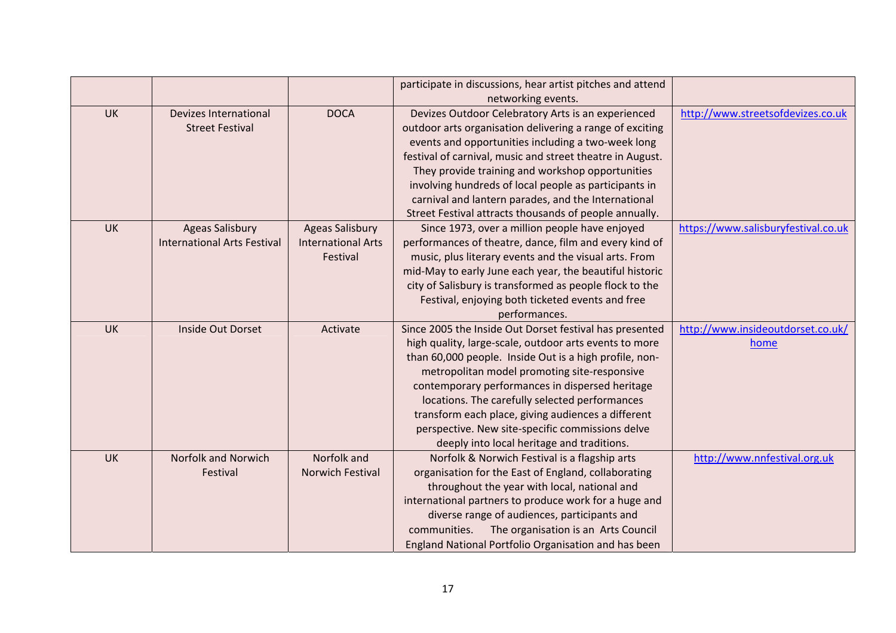| | | | | |
|---|---|---|---|---|
| | | | participate in discussions, hear artist pitches and attend networking events. | |
| UK | Devizes International Street Festival | DOCA | Devizes Outdoor Celebratory Arts is an experienced outdoor arts organisation delivering a range of exciting events and opportunities including a two-week long festival of carnival, music and street theatre in August. They provide training and workshop opportunities involving hundreds of local people as participants in carnival and lantern parades, and the International Street Festival attracts thousands of people annually. | http://www.streetsofdevizes.co.uk |
| UK | Ageas Salisbury International Arts Festival | Ageas Salisbury International Arts Festival | Since 1973, over a million people have enjoyed performances of theatre, dance, film and every kind of music, plus literary events and the visual arts. From mid-May to early June each year, the beautiful historic city of Salisbury is transformed as people flock to the Festival, enjoying both ticketed events and free performances. | https://www.salisburyfestival.co.uk |
| UK | Inside Out Dorset | Activate | Since 2005 the Inside Out Dorset festival has presented high quality, large-scale, outdoor arts events to more than 60,000 people. Inside Out is a high profile, non-metropolitan model promoting site-responsive contemporary performances in dispersed heritage locations. The carefully selected performances transform each place, giving audiences a different perspective. New site-specific commissions delve deeply into local heritage and traditions. | http://www.insideoutdorset.co.uk/home |
| UK | Norfolk and Norwich Festival | Norfolk and Norwich Festival | Norfolk & Norwich Festival is a flagship arts organisation for the East of England, collaborating throughout the year with local, national and international partners to produce work for a huge and diverse range of audiences, participants and communities. The organisation is an Arts Council England National Portfolio Organisation and has been | http://www.nnfestival.org.uk |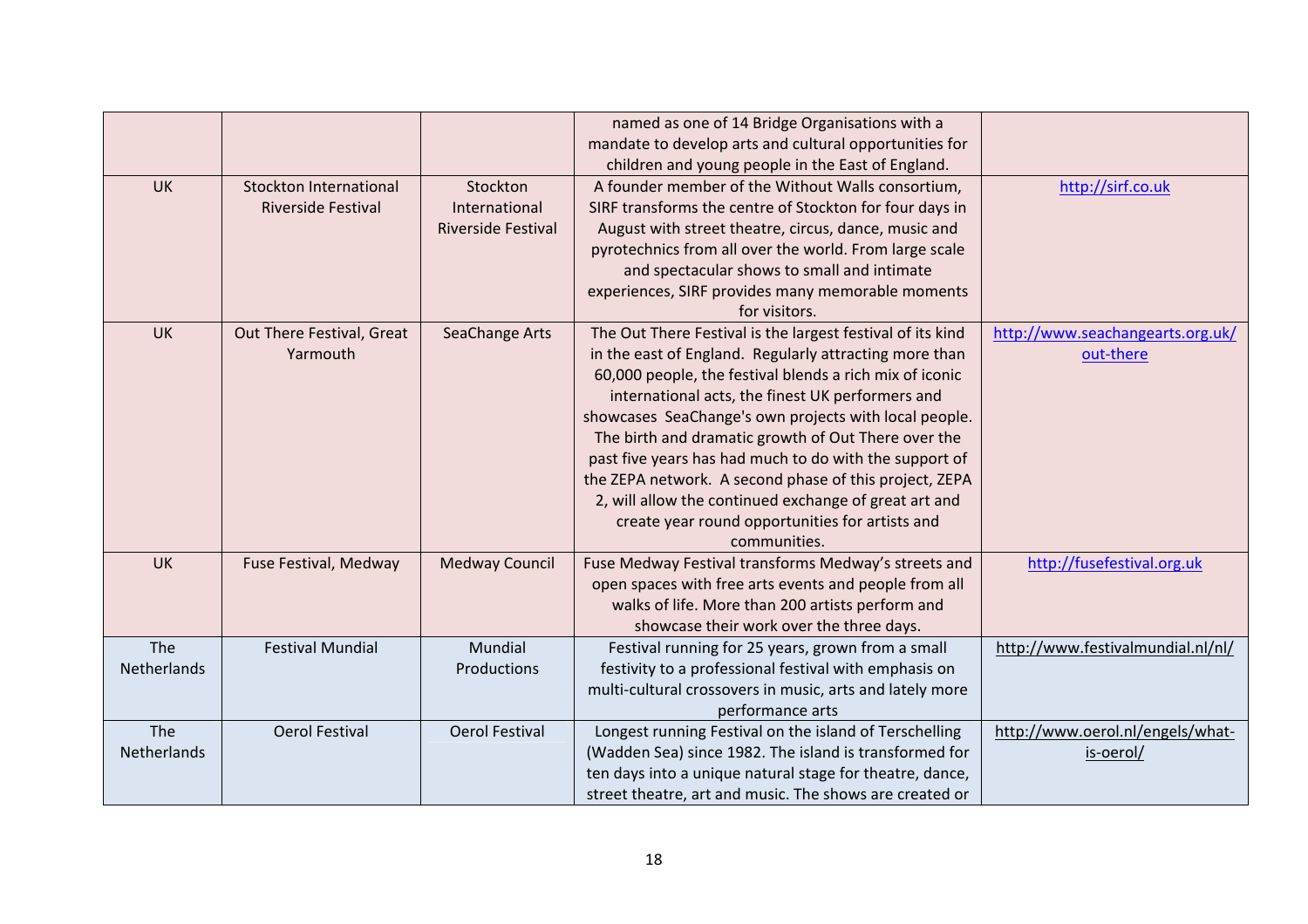| | | | named as one of 14 Bridge Organisations with a mandate to develop arts and cultural opportunities for children and young people in the East of England. | |
|---|---|---|---|---|
| UK | Stockton International Riverside Festival | Stockton International Riverside Festival | A founder member of the Without Walls consortium, SIRF transforms the centre of Stockton for four days in August with street theatre, circus, dance, music and pyrotechnics from all over the world. From large scale and spectacular shows to small and intimate experiences, SIRF provides many memorable moments for visitors. | http://sirf.co.uk |
| UK | Out There Festival, Great Yarmouth | SeaChange Arts | The Out There Festival is the largest festival of its kind in the east of England. Regularly attracting more than 60,000 people, the festival blends a rich mix of iconic international acts, the finest UK performers and showcases SeaChange's own projects with local people. The birth and dramatic growth of Out There over the past five years has had much to do with the support of the ZEPA network. A second phase of this project, ZEPA 2, will allow the continued exchange of great art and create year round opportunities for artists and communities. | http://www.seachangearts.org.uk/out-there |
| UK | Fuse Festival, Medway | Medway Council | Fuse Medway Festival transforms Medway's streets and open spaces with free arts events and people from all walks of life. More than 200 artists perform and showcase their work over the three days. | http://fusefestival.org.uk |
| The Netherlands | Festival Mundial | Mundial Productions | Festival running for 25 years, grown from a small festivity to a professional festival with emphasis on multi-cultural crossovers in music, arts and lately more performance arts | http://www.festivalmundial.nl/nl/ |
| The Netherlands | Oerol Festival | Oerol Festival | Longest running Festival on the island of Terschelling (Wadden Sea) since 1982. The island is transformed for ten days into a unique natural stage for theatre, dance, street theatre, art and music. The shows are created or | http://www.oerol.nl/engels/what-is-oerol/ |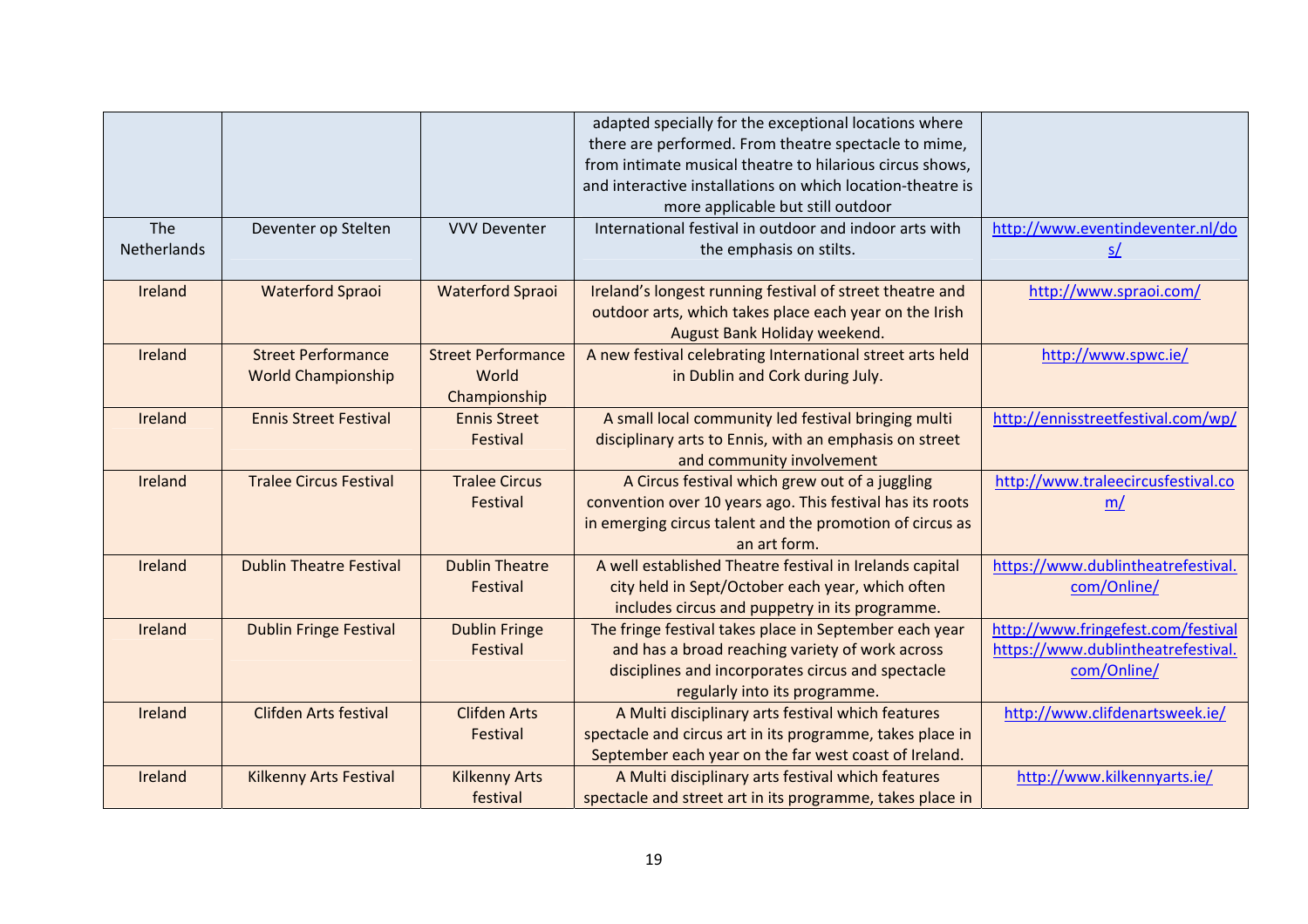| | | | | |
|---|---|---|---|---|
| | | | adapted specially for the exceptional locations where there are performed. From theatre spectacle to mime, from intimate musical theatre to hilarious circus shows, and interactive installations on which location-theatre is more applicable but still outdoor | |
| The Netherlands | Deventer op Stelten | VVV Deventer | International festival in outdoor and indoor arts with the emphasis on stilts. | http://www.eventindeventer.nl/dos/ |
| Ireland | Waterford Spraoi | Waterford Spraoi | Ireland's longest running festival of street theatre and outdoor arts, which takes place each year on the Irish August Bank Holiday weekend. | http://www.spraoi.com/ |
| Ireland | Street Performance World Championship | Street Performance World Championship | A new festival celebrating International street arts held in Dublin and Cork during July. | http://www.spwc.ie/ |
| Ireland | Ennis Street Festival | Ennis Street Festival | A small local community led festival bringing multi disciplinary arts to Ennis, with an emphasis on street and community involvement | http://ennisstreetfestival.com/wp/ |
| Ireland | Tralee Circus Festival | Tralee Circus Festival | A Circus festival which grew out of a juggling convention over 10 years ago. This festival has its roots in emerging circus talent and the promotion of circus as an art form. | http://www.traleecircusfestival.com/ |
| Ireland | Dublin Theatre Festival | Dublin Theatre Festival | A well established Theatre festival in Irelands capital city held in Sept/October each year, which often includes circus and puppetry in its programme. | https://www.dublintheatrefestival.com/Online/ |
| Ireland | Dublin Fringe Festival | Dublin Fringe Festival | The fringe festival takes place in September each year and has a broad reaching variety of work across disciplines and incorporates circus and spectacle regularly into its programme. | http://www.fringefest.com/festival https://www.dublintheatrefestival.com/Online/ |
| Ireland | Clifden Arts festival | Clifden Arts Festival | A Multi disciplinary arts festival which features spectacle and circus art in its programme, takes place in September each year on the far west coast of Ireland. | http://www.clifdenartsweek.ie/ |
| Ireland | Kilkenny Arts Festival | Kilkenny Arts festival | A Multi disciplinary arts festival which features spectacle and street art in its programme, takes place in | http://www.kilkennyarts.ie/ |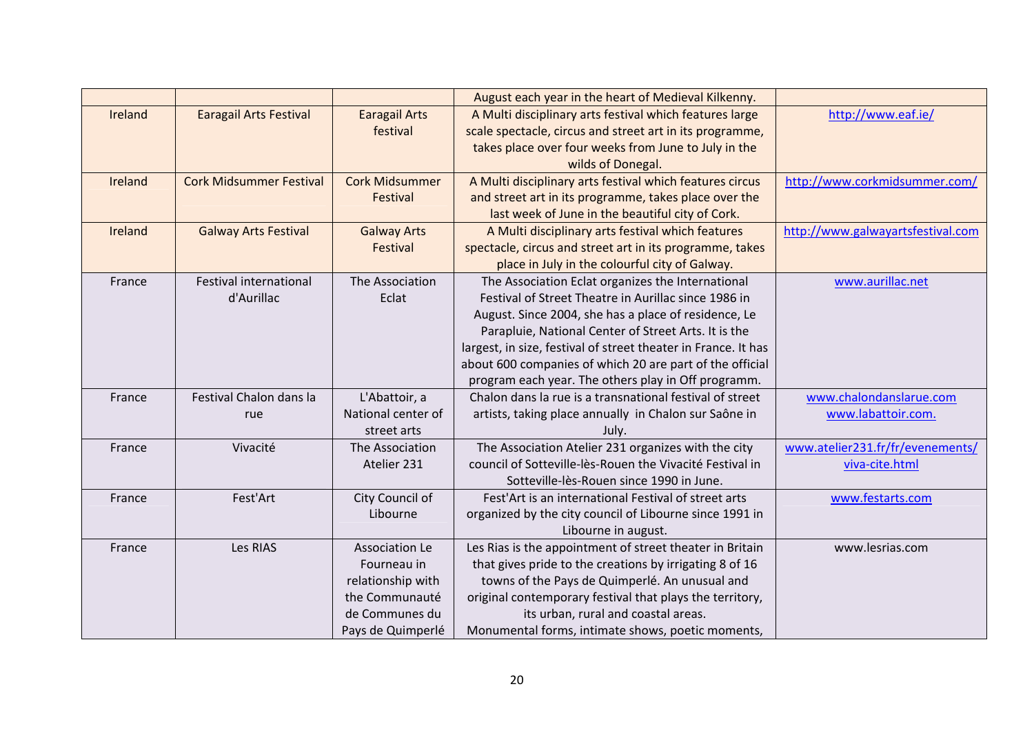| | | | | |
|---|---|---|---|---|
| | | | August each year in the heart of Medieval Kilkenny. | |
| Ireland | Earagail Arts Festival | Earagail Arts festival | A Multi disciplinary arts festival which features large scale spectacle, circus and street art in its programme, takes place over four weeks from June to July in the wilds of Donegal. | http://www.eaf.ie/ |
| Ireland | Cork Midsummer Festival | Cork Midsummer Festival | A Multi disciplinary arts festival which features circus and street art in its programme, takes place over the last week of June in the beautiful city of Cork. | http://www.corkmidsummer.com/ |
| Ireland | Galway Arts Festival | Galway Arts Festival | A Multi disciplinary arts festival which features spectacle, circus and street art in its programme, takes place in July in the colourful city of Galway. | http://www.galwayartsfestival.com |
| France | Festival international d'Aurillac | The Association Eclat | The Association Eclat organizes the International Festival of Street Theatre in Aurillac since 1986 in August. Since 2004, she has a place of residence, Le Parapluie, National Center of Street Arts. It is the largest, in size, festival of street theater in France. It has about 600 companies of which 20 are part of the official program each year. The others play in Off programm. | www.aurillac.net |
| France | Festival Chalon dans la rue | L'Abattoir, a National center of street arts | Chalon dans la rue is a transnational festival of street artists, taking place annually in Chalon sur Saône in July. | www.chalondanslarue.com www.labattoir.com. |
| France | Vivacité | The Association Atelier 231 | The Association Atelier 231 organizes with the city council of Sotteville-lès-Rouen the Vivacité Festival in Sotteville-lès-Rouen since 1990 in June. | www.atelier231.fr/fr/evenements/viva-cite.html |
| France | Fest'Art | City Council of Libourne | Fest'Art is an international Festival of street arts organized by the city council of Libourne since 1991 in Libourne in august. | www.festarts.com |
| France | Les RIAS | Association Le Fourneau in relationship with the Communauté de Communes du Pays de Quimperlé | Les Rias is the appointment of street theater in Britain that gives pride to the creations by irrigating 8 of 16 towns of the Pays de Quimperlé. An unusual and original contemporary festival that plays the territory, its urban, rural and coastal areas. Monumental forms, intimate shows, poetic moments, | www.lesrias.com |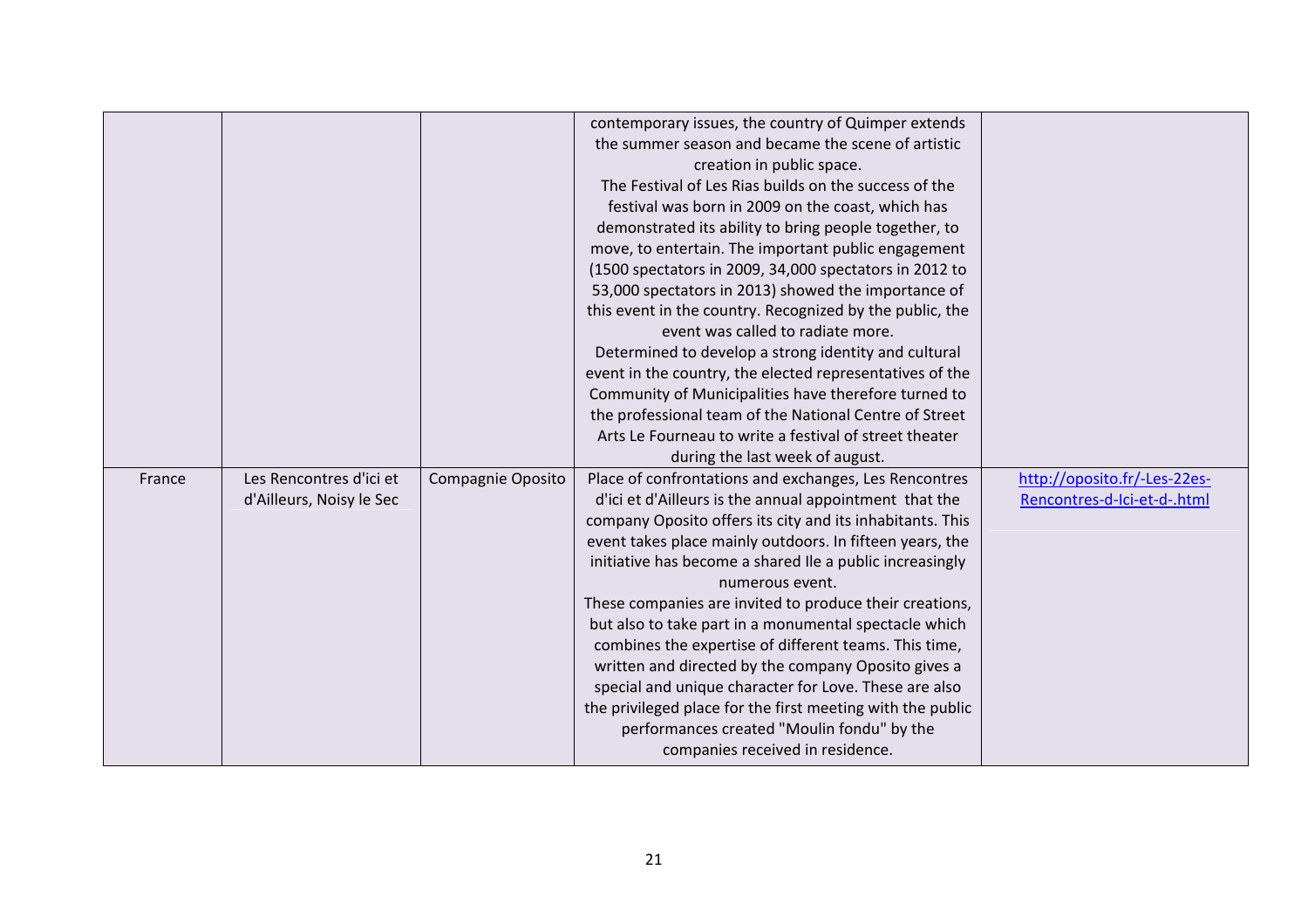| | | | | |
|---|---|---|---|---|
| | | | contemporary issues, the country of Quimper extends the summer season and became the scene of artistic creation in public space. The Festival of Les Rias builds on the success of the festival was born in 2009 on the coast, which has demonstrated its ability to bring people together, to move, to entertain. The important public engagement (1500 spectators in 2009, 34,000 spectators in 2012 to 53,000 spectators in 2013) showed the importance of this event in the country. Recognized by the public, the event was called to radiate more. Determined to develop a strong identity and cultural event in the country, the elected representatives of the Community of Municipalities have therefore turned to the professional team of the National Centre of Street Arts Le Fourneau to write a festival of street theater during the last week of august. | |
| France | Les Rencontres d'ici et d'Ailleurs, Noisy le Sec | Compagnie Oposito | Place of confrontations and exchanges, Les Rencontres d'ici et d'Ailleurs is the annual appointment that the company Oposito offers its city and its inhabitants. This event takes place mainly outdoors. In fifteen years, the initiative has become a shared Ile a public increasingly numerous event. These companies are invited to produce their creations, but also to take part in a monumental spectacle which combines the expertise of different teams. This time, written and directed by the company Oposito gives a special and unique character for Love. These are also the privileged place for the first meeting with the public performances created "Moulin fondu" by the companies received in residence. | http://oposito.fr/-Les-22es-Rencontres-d-Ici-et-d-.html |